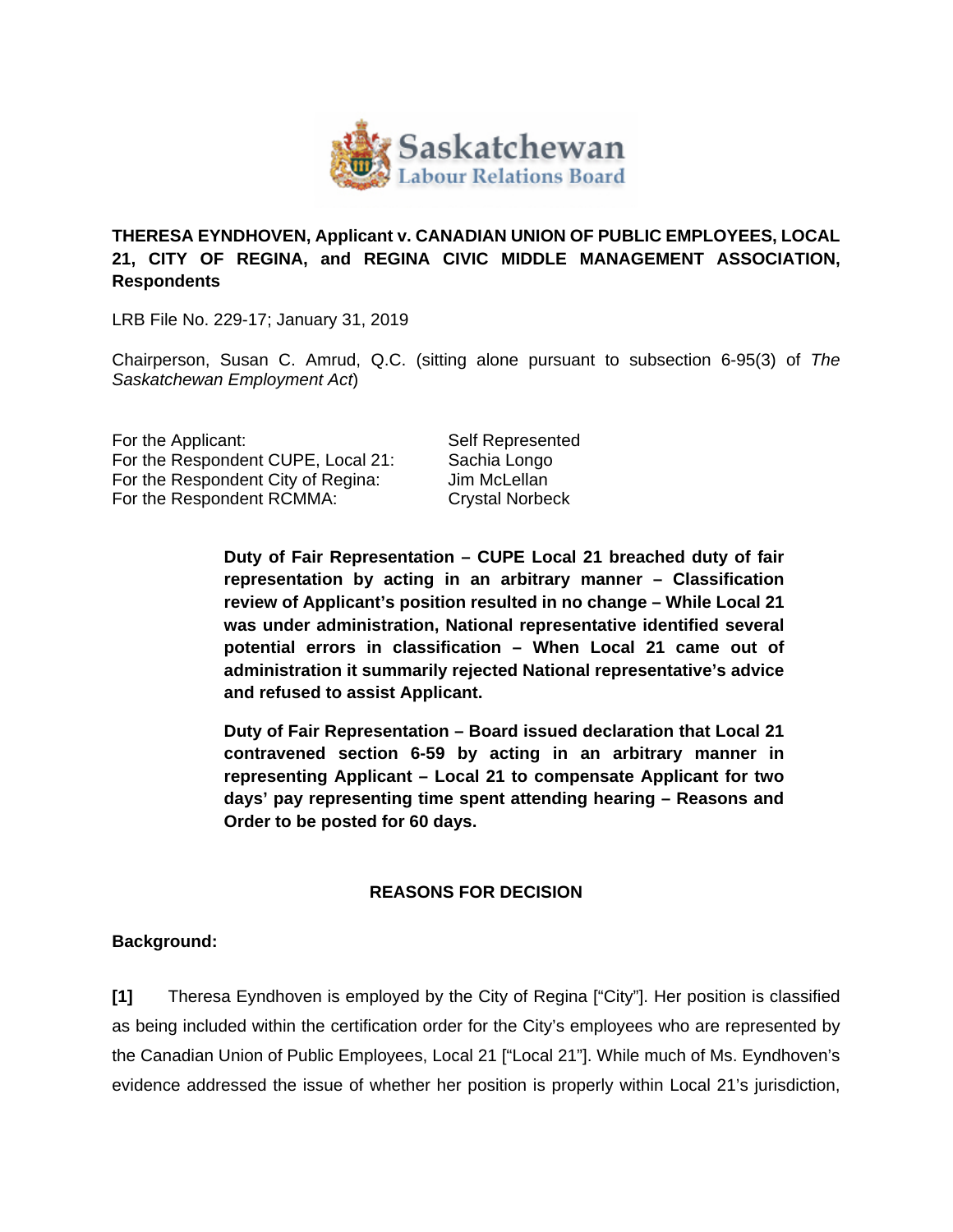**THERESA EYNDHOVEN, Applicant v. CANADIAN UNION OF PUBLIC EMPLOYEES, LOCAL 21, CITY OF REGINA, and REGINA CIVIC MIDDLE MANAGEMENT ASSOCIATION, Respondents**

LRB File No. 229-17; January 31, 2019

Chairperson, Susan C. Amrud, Q.C. (sitting alone pursuant to subsection 6-95(3) of *The Saskatchewan Employment Act*)

| | |
|---|---|
| For the Applicant: | Self Represented |
| For the Respondent CUPE, Local 21: | Sachia Longo |
| For the Respondent City of Regina: | Jim McLellan |
| For the Respondent RCMMA: | Crystal Norbeck |

> **Duty of Fair Representation – CUPE Local 21 breached duty of fair representation by acting in an arbitrary manner – Classification review of Applicant's position resulted in no change – While Local 21 was under administration, National representative identified several potential errors in classification – When Local 21 came out of administration it summarily rejected National representative's advice and refused to assist Applicant.**
>
> **Duty of Fair Representation – Board issued declaration that Local 21 contravened section 6-59 by acting in an arbitrary manner in representing Applicant – Local 21 to compensate Applicant for two days' pay representing time spent attending hearing – Reasons and Order to be posted for 60 days.**

## REASONS FOR DECISION

**Background:**

**[1]** Theresa Eyndhoven is employed by the City of Regina ["City"]. Her position is classified as being included within the certification order for the City's employees who are represented by the Canadian Union of Public Employees, Local 21 ["Local 21"]. While much of Ms. Eyndhoven's evidence addressed the issue of whether her position is properly within Local 21's jurisdiction,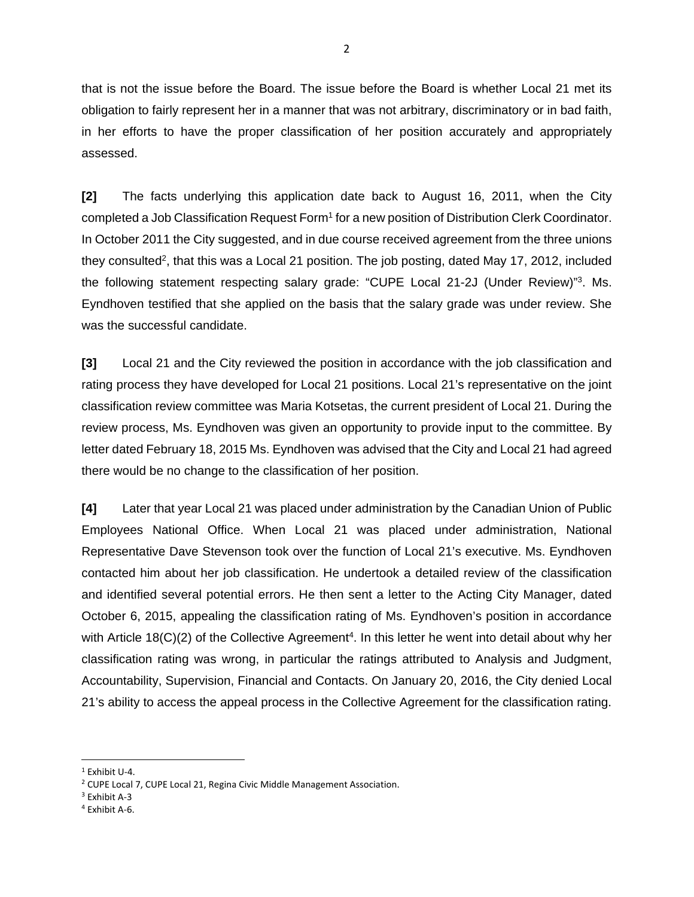that is not the issue before the Board. The issue before the Board is whether Local 21 met its obligation to fairly represent her in a manner that was not arbitrary, discriminatory or in bad faith, in her efforts to have the proper classification of her position accurately and appropriately assessed.

**[2]** The facts underlying this application date back to August 16, 2011, when the City completed a Job Classification Request Form[1] for a new position of Distribution Clerk Coordinator. In October 2011 the City suggested, and in due course received agreement from the three unions they consulted[2], that this was a Local 21 position. The job posting, dated May 17, 2012, included the following statement respecting salary grade: "CUPE Local 21-2J (Under Review)"[3]. Ms. Eyndhoven testified that she applied on the basis that the salary grade was under review. She was the successful candidate.

**[3]** Local 21 and the City reviewed the position in accordance with the job classification and rating process they have developed for Local 21 positions. Local 21's representative on the joint classification review committee was Maria Kotsetas, the current president of Local 21. During the review process, Ms. Eyndhoven was given an opportunity to provide input to the committee. By letter dated February 18, 2015 Ms. Eyndhoven was advised that the City and Local 21 had agreed there would be no change to the classification of her position.

**[4]** Later that year Local 21 was placed under administration by the Canadian Union of Public Employees National Office. When Local 21 was placed under administration, National Representative Dave Stevenson took over the function of Local 21's executive. Ms. Eyndhoven contacted him about her job classification. He undertook a detailed review of the classification and identified several potential errors. He then sent a letter to the Acting City Manager, dated October 6, 2015, appealing the classification rating of Ms. Eyndhoven's position in accordance with Article 18(C)(2) of the Collective Agreement[4]. In this letter he went into detail about why her classification rating was wrong, in particular the ratings attributed to Analysis and Judgment, Accountability, Supervision, Financial and Contacts. On January 20, 2016, the City denied Local 21's ability to access the appeal process in the Collective Agreement for the classification rating.

---

[1] Exhibit U-4.

[2] CUPE Local 7, CUPE Local 21, Regina Civic Middle Management Association.

[3] Exhibit A-3

[4] Exhibit A-6.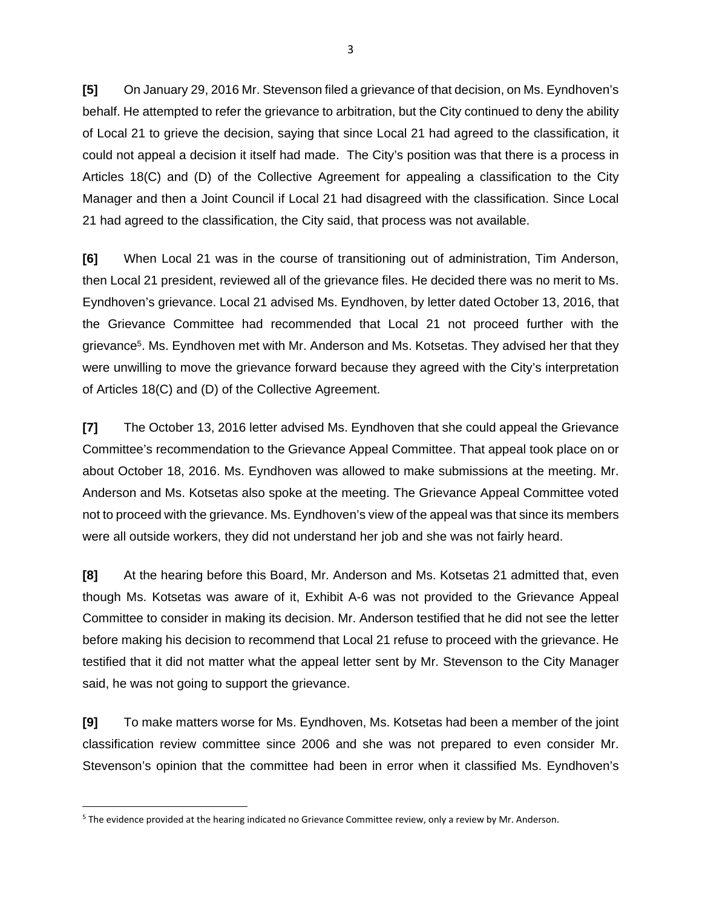**[5]** On January 29, 2016 Mr. Stevenson filed a grievance of that decision, on Ms. Eyndhoven's behalf. He attempted to refer the grievance to arbitration, but the City continued to deny the ability of Local 21 to grieve the decision, saying that since Local 21 had agreed to the classification, it could not appeal a decision it itself had made. The City's position was that there is a process in Articles 18(C) and (D) of the Collective Agreement for appealing a classification to the City Manager and then a Joint Council if Local 21 had disagreed with the classification. Since Local 21 had agreed to the classification, the City said, that process was not available.

**[6]** When Local 21 was in the course of transitioning out of administration, Tim Anderson, then Local 21 president, reviewed all of the grievance files. He decided there was no merit to Ms. Eyndhoven's grievance. Local 21 advised Ms. Eyndhoven, by letter dated October 13, 2016, that the Grievance Committee had recommended that Local 21 not proceed further with the grievance[5]. Ms. Eyndhoven met with Mr. Anderson and Ms. Kotsetas. They advised her that they were unwilling to move the grievance forward because they agreed with the City's interpretation of Articles 18(C) and (D) of the Collective Agreement.

**[7]** The October 13, 2016 letter advised Ms. Eyndhoven that she could appeal the Grievance Committee's recommendation to the Grievance Appeal Committee. That appeal took place on or about October 18, 2016. Ms. Eyndhoven was allowed to make submissions at the meeting. Mr. Anderson and Ms. Kotsetas also spoke at the meeting. The Grievance Appeal Committee voted not to proceed with the grievance. Ms. Eyndhoven's view of the appeal was that since its members were all outside workers, they did not understand her job and she was not fairly heard.

**[8]** At the hearing before this Board, Mr. Anderson and Ms. Kotsetas 21 admitted that, even though Ms. Kotsetas was aware of it, Exhibit A-6 was not provided to the Grievance Appeal Committee to consider in making its decision. Mr. Anderson testified that he did not see the letter before making his decision to recommend that Local 21 refuse to proceed with the grievance. He testified that it did not matter what the appeal letter sent by Mr. Stevenson to the City Manager said, he was not going to support the grievance.

**[9]** To make matters worse for Ms. Eyndhoven, Ms. Kotsetas had been a member of the joint classification review committee since 2006 and she was not prepared to even consider Mr. Stevenson's opinion that the committee had been in error when it classified Ms. Eyndhoven's

---

[5] The evidence provided at the hearing indicated no Grievance Committee review, only a review by Mr. Anderson.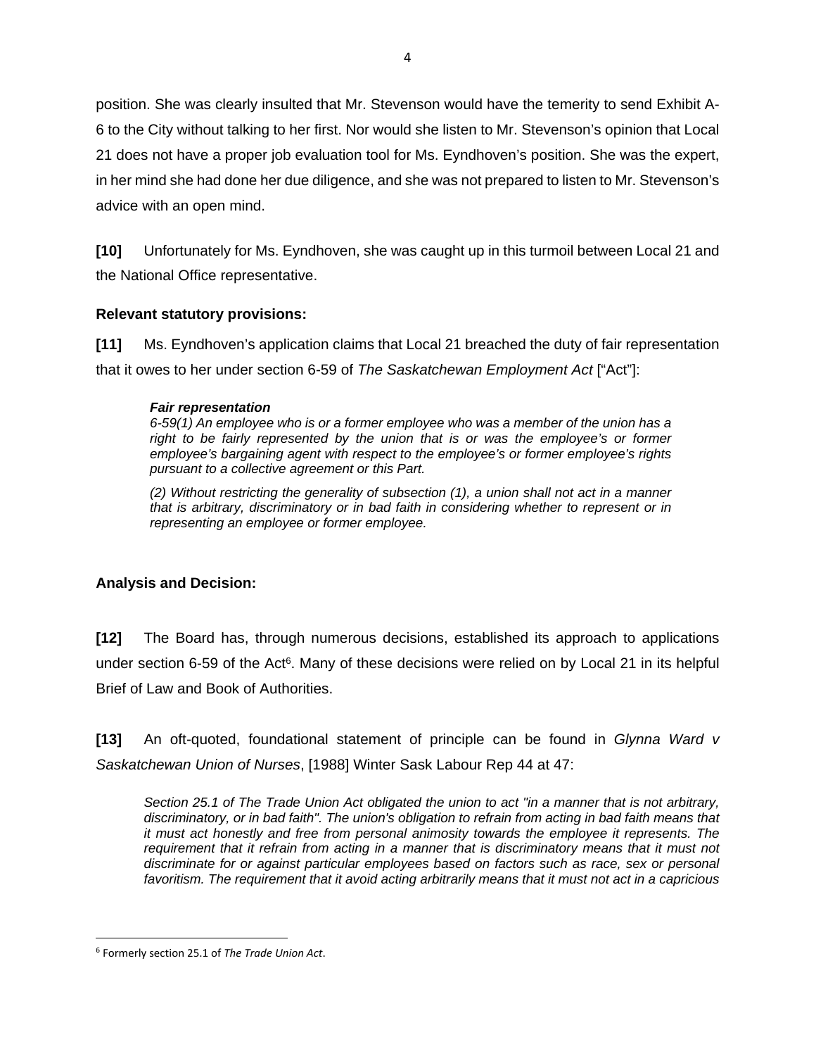position. She was clearly insulted that Mr. Stevenson would have the temerity to send Exhibit A-6 to the City without talking to her first. Nor would she listen to Mr. Stevenson's opinion that Local 21 does not have a proper job evaluation tool for Ms. Eyndhoven's position. She was the expert, in her mind she had done her due diligence, and she was not prepared to listen to Mr. Stevenson's advice with an open mind.

**[10]** Unfortunately for Ms. Eyndhoven, she was caught up in this turmoil between Local 21 and the National Office representative.

**Relevant statutory provisions:**

**[11]** Ms. Eyndhoven's application claims that Local 21 breached the duty of fair representation that it owes to her under section 6-59 of *The Saskatchewan Employment Act* ["Act"]:

> ***Fair representation***
> *6-59(1) An employee who is or a former employee who was a member of the union has a right to be fairly represented by the union that is or was the employee's or former employee's bargaining agent with respect to the employee's or former employee's rights pursuant to a collective agreement or this Part.*
>
> *(2) Without restricting the generality of subsection (1), a union shall not act in a manner that is arbitrary, discriminatory or in bad faith in considering whether to represent or in representing an employee or former employee.*

**Analysis and Decision:**

**[12]** The Board has, through numerous decisions, established its approach to applications under section 6-59 of the Act[6]. Many of these decisions were relied on by Local 21 in its helpful Brief of Law and Book of Authorities.

**[13]** An oft-quoted, foundational statement of principle can be found in *Glynna Ward v Saskatchewan Union of Nurses*, [1988] Winter Sask Labour Rep 44 at 47:

> *Section 25.1 of The Trade Union Act obligated the union to act "in a manner that is not arbitrary, discriminatory, or in bad faith". The union's obligation to refrain from acting in bad faith means that it must act honestly and free from personal animosity towards the employee it represents. The requirement that it refrain from acting in a manner that is discriminatory means that it must not discriminate for or against particular employees based on factors such as race, sex or personal favoritism. The requirement that it avoid acting arbitrarily means that it must not act in a capricious*

---

[6] Formerly section 25.1 of *The Trade Union Act*.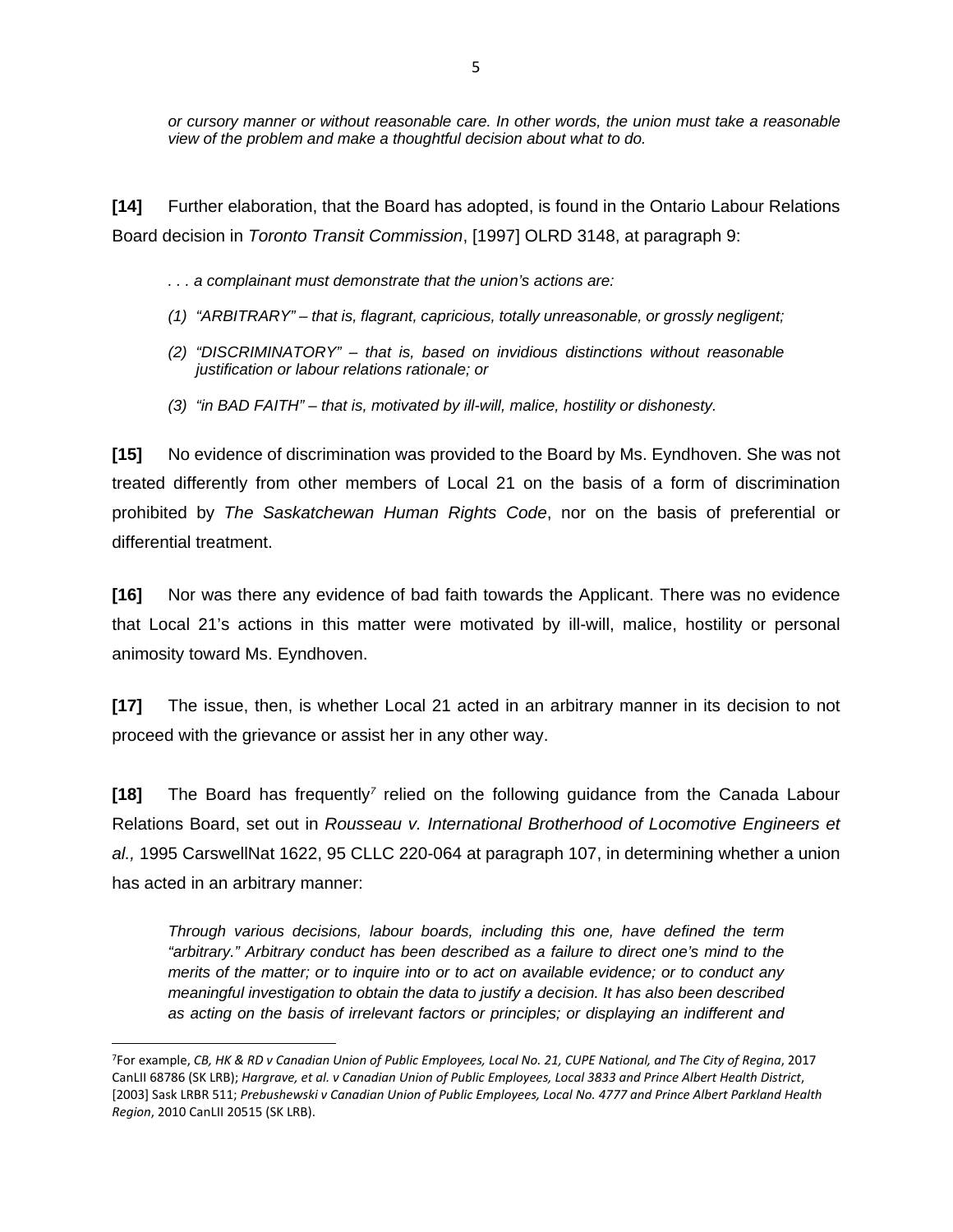*or cursory manner or without reasonable care. In other words, the union must take a reasonable view of the problem and make a thoughtful decision about what to do.*

**[14]** Further elaboration, that the Board has adopted, is found in the Ontario Labour Relations Board decision in *Toronto Transit Commission*, [1997] OLRD 3148, at paragraph 9:

> *. . . a complainant must demonstrate that the union's actions are:*
>
> *(1) "ARBITRARY" – that is, flagrant, capricious, totally unreasonable, or grossly negligent;*
>
> *(2) "DISCRIMINATORY" – that is, based on invidious distinctions without reasonable justification or labour relations rationale; or*
>
> *(3) "in BAD FAITH" – that is, motivated by ill-will, malice, hostility or dishonesty.*

**[15]** No evidence of discrimination was provided to the Board by Ms. Eyndhoven. She was not treated differently from other members of Local 21 on the basis of a form of discrimination prohibited by *The Saskatchewan Human Rights Code*, nor on the basis of preferential or differential treatment.

**[16]** Nor was there any evidence of bad faith towards the Applicant. There was no evidence that Local 21's actions in this matter were motivated by ill-will, malice, hostility or personal animosity toward Ms. Eyndhoven.

**[17]** The issue, then, is whether Local 21 acted in an arbitrary manner in its decision to not proceed with the grievance or assist her in any other way.

**[18]** The Board has frequently[7] relied on the following guidance from the Canada Labour Relations Board, set out in *Rousseau v. International Brotherhood of Locomotive Engineers et al.,* 1995 CarswellNat 1622, 95 CLLC 220-064 at paragraph 107, in determining whether a union has acted in an arbitrary manner:

> *Through various decisions, labour boards, including this one, have defined the term "arbitrary." Arbitrary conduct has been described as a failure to direct one's mind to the merits of the matter; or to inquire into or to act on available evidence; or to conduct any meaningful investigation to obtain the data to justify a decision. It has also been described as acting on the basis of irrelevant factors or principles; or displaying an indifferent and*

---

[7] For example, *CB, HK & RD v Canadian Union of Public Employees, Local No. 21, CUPE National, and The City of Regina*, 2017 CanLII 68786 (SK LRB); *Hargrave, et al. v Canadian Union of Public Employees, Local 3833 and Prince Albert Health District*, [2003] Sask LRBR 511; *Prebushewski v Canadian Union of Public Employees, Local No. 4777 and Prince Albert Parkland Health Region*, 2010 CanLII 20515 (SK LRB).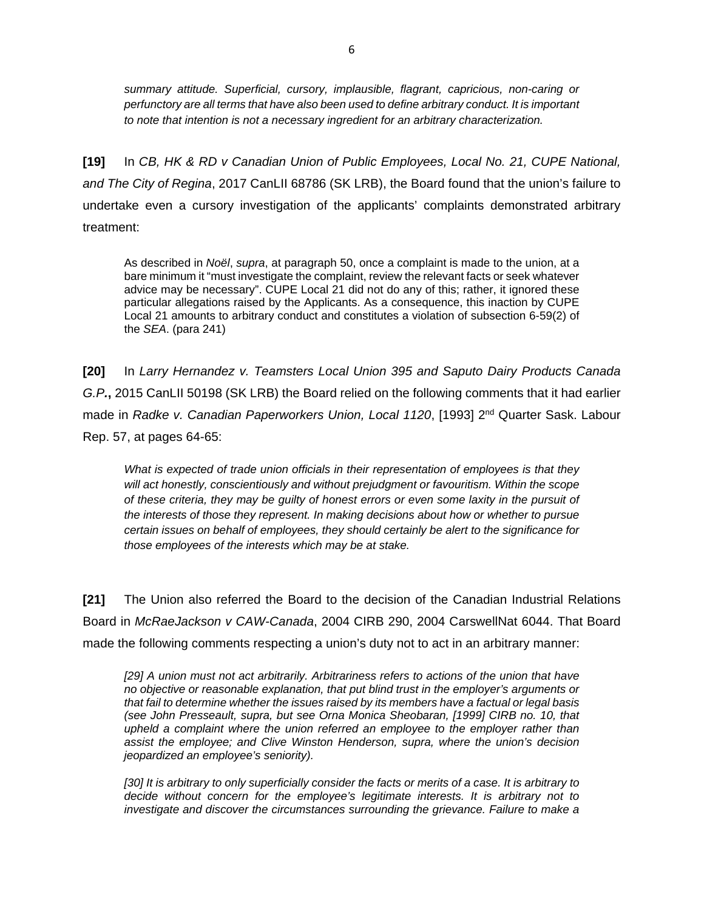*summary attitude. Superficial, cursory, implausible, flagrant, capricious, non-caring or perfunctory are all terms that have also been used to define arbitrary conduct. It is important to note that intention is not a necessary ingredient for an arbitrary characterization.*

**[19]** In *CB, HK & RD v Canadian Union of Public Employees, Local No. 21, CUPE National, and The City of Regina*, 2017 CanLII 68786 (SK LRB), the Board found that the union's failure to undertake even a cursory investigation of the applicants' complaints demonstrated arbitrary treatment:

> As described in *Noël*, *supra*, at paragraph 50, once a complaint is made to the union, at a bare minimum it "must investigate the complaint, review the relevant facts or seek whatever advice may be necessary". CUPE Local 21 did not do any of this; rather, it ignored these particular allegations raised by the Applicants. As a consequence, this inaction by CUPE Local 21 amounts to arbitrary conduct and constitutes a violation of subsection 6-59(2) of the *SEA*. (para 241)

**[20]** In *Larry Hernandez v. Teamsters Local Union 395 and Saputo Dairy Products Canada G.P.***,** 2015 CanLII 50198 (SK LRB) the Board relied on the following comments that it had earlier made in *Radke v. Canadian Paperworkers Union, Local 1120*, [1993] 2nd Quarter Sask. Labour Rep. 57, at pages 64-65:

> *What is expected of trade union officials in their representation of employees is that they will act honestly, conscientiously and without prejudgment or favouritism. Within the scope of these criteria, they may be guilty of honest errors or even some laxity in the pursuit of the interests of those they represent. In making decisions about how or whether to pursue certain issues on behalf of employees, they should certainly be alert to the significance for those employees of the interests which may be at stake.*

**[21]** The Union also referred the Board to the decision of the Canadian Industrial Relations Board in *McRaeJackson v CAW-Canada*, 2004 CIRB 290, 2004 CarswellNat 6044. That Board made the following comments respecting a union's duty not to act in an arbitrary manner:

> *[29] A union must not act arbitrarily. Arbitrariness refers to actions of the union that have no objective or reasonable explanation, that put blind trust in the employer's arguments or that fail to determine whether the issues raised by its members have a factual or legal basis (see John Presseault, supra, but see Orna Monica Sheobaran, [1999] CIRB no. 10, that upheld a complaint where the union referred an employee to the employer rather than assist the employee; and Clive Winston Henderson, supra, where the union's decision jeopardized an employee's seniority).*
>
> *[30] It is arbitrary to only superficially consider the facts or merits of a case. It is arbitrary to decide without concern for the employee's legitimate interests. It is arbitrary not to investigate and discover the circumstances surrounding the grievance. Failure to make a*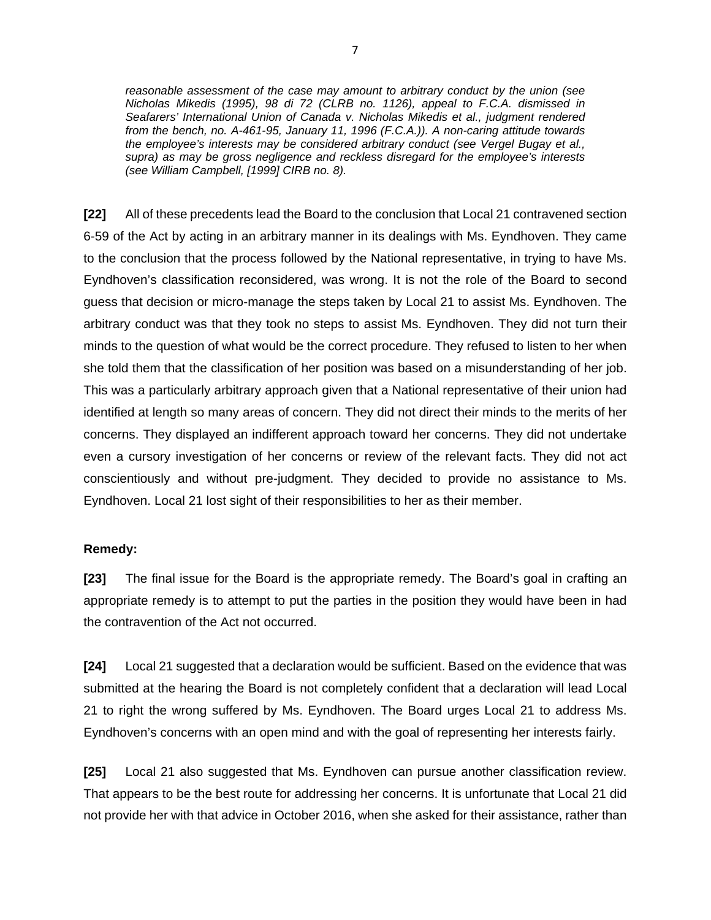> *reasonable assessment of the case may amount to arbitrary conduct by the union (see Nicholas Mikedis (1995), 98 di 72 (CLRB no. 1126), appeal to F.C.A. dismissed in Seafarers' International Union of Canada v. Nicholas Mikedis et al., judgment rendered from the bench, no. A-461-95, January 11, 1996 (F.C.A.)). A non-caring attitude towards the employee's interests may be considered arbitrary conduct (see Vergel Bugay et al., supra) as may be gross negligence and reckless disregard for the employee's interests (see William Campbell, [1999] CIRB no. 8).*

**[22]** All of these precedents lead the Board to the conclusion that Local 21 contravened section 6-59 of the Act by acting in an arbitrary manner in its dealings with Ms. Eyndhoven. They came to the conclusion that the process followed by the National representative, in trying to have Ms. Eyndhoven's classification reconsidered, was wrong. It is not the role of the Board to second guess that decision or micro-manage the steps taken by Local 21 to assist Ms. Eyndhoven. The arbitrary conduct was that they took no steps to assist Ms. Eyndhoven. They did not turn their minds to the question of what would be the correct procedure. They refused to listen to her when she told them that the classification of her position was based on a misunderstanding of her job. This was a particularly arbitrary approach given that a National representative of their union had identified at length so many areas of concern. They did not direct their minds to the merits of her concerns. They displayed an indifferent approach toward her concerns. They did not undertake even a cursory investigation of her concerns or review of the relevant facts. They did not act conscientiously and without pre-judgment. They decided to provide no assistance to Ms. Eyndhoven. Local 21 lost sight of their responsibilities to her as their member.

**Remedy:**

**[23]** The final issue for the Board is the appropriate remedy. The Board's goal in crafting an appropriate remedy is to attempt to put the parties in the position they would have been in had the contravention of the Act not occurred.

**[24]** Local 21 suggested that a declaration would be sufficient. Based on the evidence that was submitted at the hearing the Board is not completely confident that a declaration will lead Local 21 to right the wrong suffered by Ms. Eyndhoven. The Board urges Local 21 to address Ms. Eyndhoven's concerns with an open mind and with the goal of representing her interests fairly.

**[25]** Local 21 also suggested that Ms. Eyndhoven can pursue another classification review. That appears to be the best route for addressing her concerns. It is unfortunate that Local 21 did not provide her with that advice in October 2016, when she asked for their assistance, rather than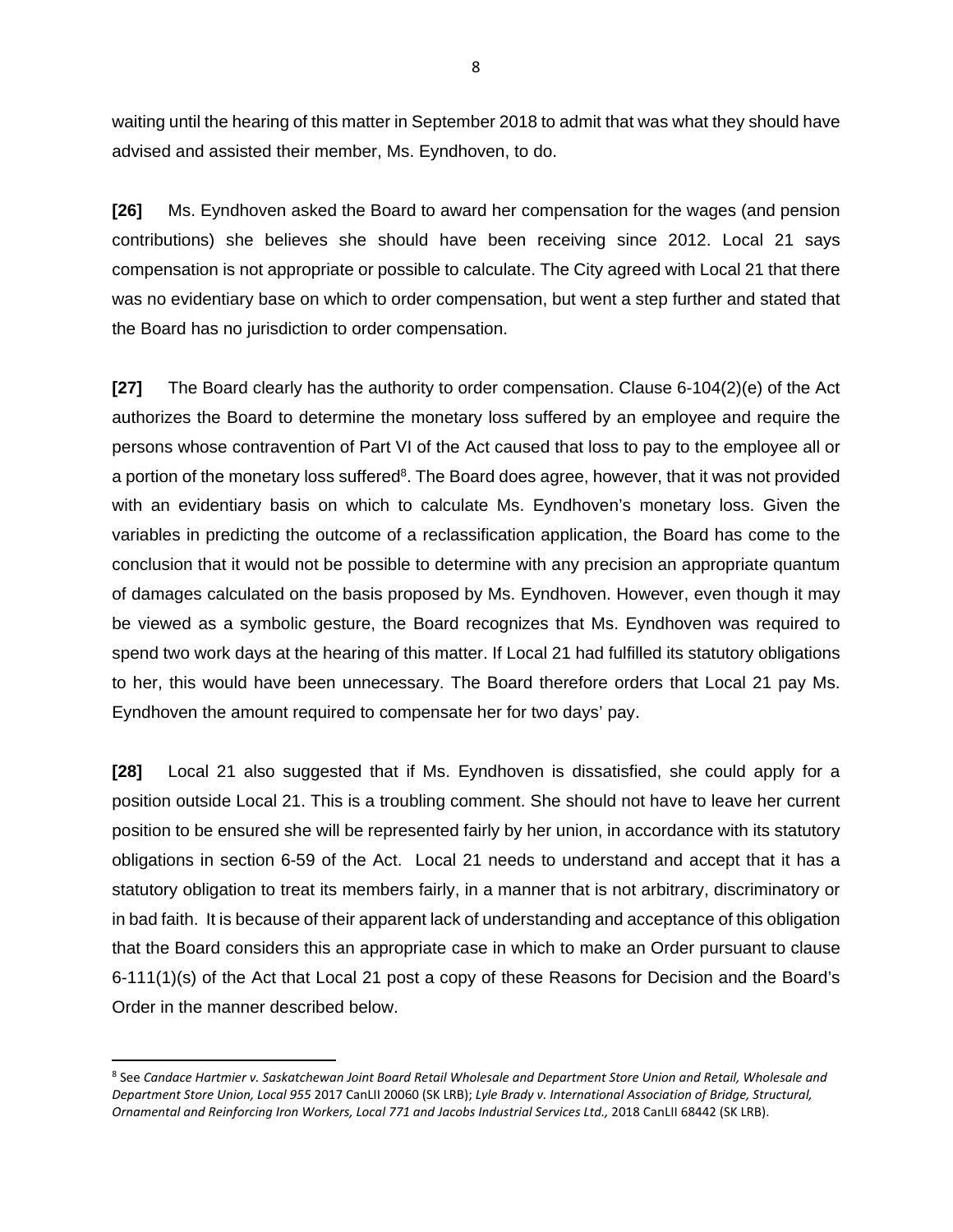waiting until the hearing of this matter in September 2018 to admit that was what they should have advised and assisted their member, Ms. Eyndhoven, to do.

**[26]** Ms. Eyndhoven asked the Board to award her compensation for the wages (and pension contributions) she believes she should have been receiving since 2012. Local 21 says compensation is not appropriate or possible to calculate. The City agreed with Local 21 that there was no evidentiary base on which to order compensation, but went a step further and stated that the Board has no jurisdiction to order compensation.

**[27]** The Board clearly has the authority to order compensation. Clause 6-104(2)(e) of the Act authorizes the Board to determine the monetary loss suffered by an employee and require the persons whose contravention of Part VI of the Act caused that loss to pay to the employee all or a portion of the monetary loss suffered[8]. The Board does agree, however, that it was not provided with an evidentiary basis on which to calculate Ms. Eyndhoven's monetary loss. Given the variables in predicting the outcome of a reclassification application, the Board has come to the conclusion that it would not be possible to determine with any precision an appropriate quantum of damages calculated on the basis proposed by Ms. Eyndhoven. However, even though it may be viewed as a symbolic gesture, the Board recognizes that Ms. Eyndhoven was required to spend two work days at the hearing of this matter. If Local 21 had fulfilled its statutory obligations to her, this would have been unnecessary. The Board therefore orders that Local 21 pay Ms. Eyndhoven the amount required to compensate her for two days' pay.

**[28]** Local 21 also suggested that if Ms. Eyndhoven is dissatisfied, she could apply for a position outside Local 21. This is a troubling comment. She should not have to leave her current position to be ensured she will be represented fairly by her union, in accordance with its statutory obligations in section 6-59 of the Act. Local 21 needs to understand and accept that it has a statutory obligation to treat its members fairly, in a manner that is not arbitrary, discriminatory or in bad faith. It is because of their apparent lack of understanding and acceptance of this obligation that the Board considers this an appropriate case in which to make an Order pursuant to clause 6-111(1)(s) of the Act that Local 21 post a copy of these Reasons for Decision and the Board's Order in the manner described below.

---

[8] See *Candace Hartmier v. Saskatchewan Joint Board Retail Wholesale and Department Store Union and Retail, Wholesale and Department Store Union, Local 955* 2017 CanLII 20060 (SK LRB); *Lyle Brady v. International Association of Bridge, Structural, Ornamental and Reinforcing Iron Workers, Local 771 and Jacobs Industrial Services Ltd.,* 2018 CanLII 68442 (SK LRB).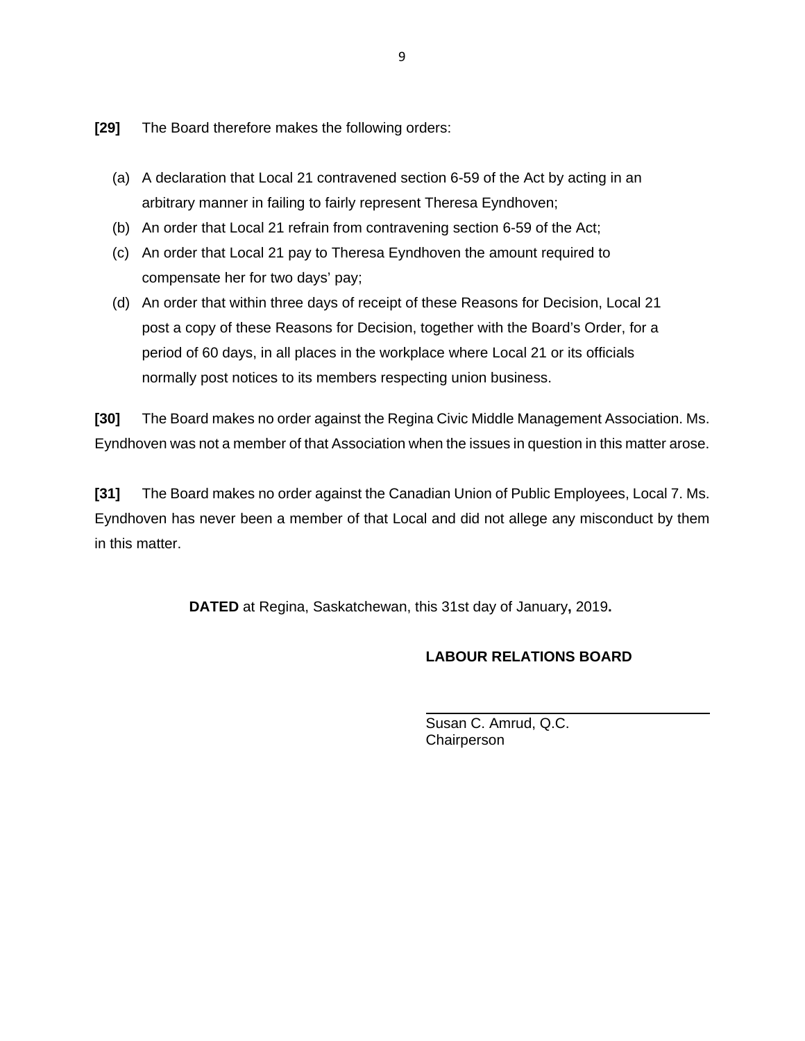**[29]** The Board therefore makes the following orders:

(a) A declaration that Local 21 contravened section 6-59 of the Act by acting in an arbitrary manner in failing to fairly represent Theresa Eyndhoven;

(b) An order that Local 21 refrain from contravening section 6-59 of the Act;

(c) An order that Local 21 pay to Theresa Eyndhoven the amount required to compensate her for two days' pay;

(d) An order that within three days of receipt of these Reasons for Decision, Local 21 post a copy of these Reasons for Decision, together with the Board's Order, for a period of 60 days, in all places in the workplace where Local 21 or its officials normally post notices to its members respecting union business.

**[30]** The Board makes no order against the Regina Civic Middle Management Association. Ms. Eyndhoven was not a member of that Association when the issues in question in this matter arose.

**[31]** The Board makes no order against the Canadian Union of Public Employees, Local 7. Ms. Eyndhoven has never been a member of that Local and did not allege any misconduct by them in this matter.

**DATED** at Regina, Saskatchewan, this 31st day of January**,** 2019**.**

**LABOUR RELATIONS BOARD**

Susan C. Amrud, Q.C.
Chairperson